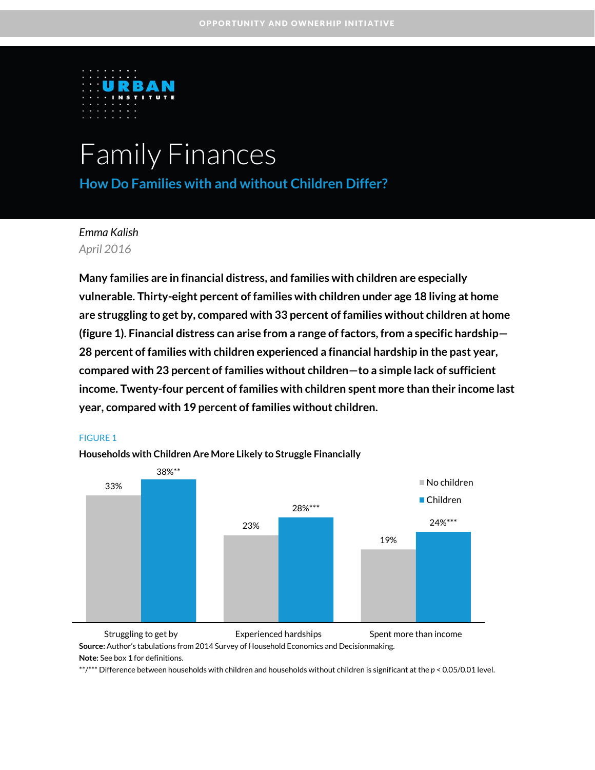OPPORTUNITY AND OWNERSHIP INITIATIVE

URBAN INSTITUTE

# Family Finances

## How Do Families with and without Children Differ?

*Emma Kalish*

*April 2016*

**Many families are in financial distress, and families with children are especially vulnerable. Thirty-eight percent of families with children under age 18 living at home are struggling to get by, compared with 33 percent of families without children at home (figure 1). Financial distress can arise from a range of factors, from a specific hardship—28 percent of families with children experienced a financial hardship in the past year, compared with 23 percent of families without children—to a simple lack of sufficient income. Twenty-four percent of families with children spent more than their income last year, compared with 19 percent of families without children.**

FIGURE 1

**Households with Children Are More Likely to Struggle Financially**

| | No children | Children |
|---|---|---|
| Struggling to get by | 33% | 38%** |
| Experienced hardships | 23% | 28%*** |
| Spent more than income | 19% | 24%*** |

**Source:** Author's tabulations from 2014 Survey of Household Economics and Decisionmaking.

**Note:** See box 1 for definitions.

**/*** Difference between households with children and households without children is significant at the $p < 0.05/0.01$ level.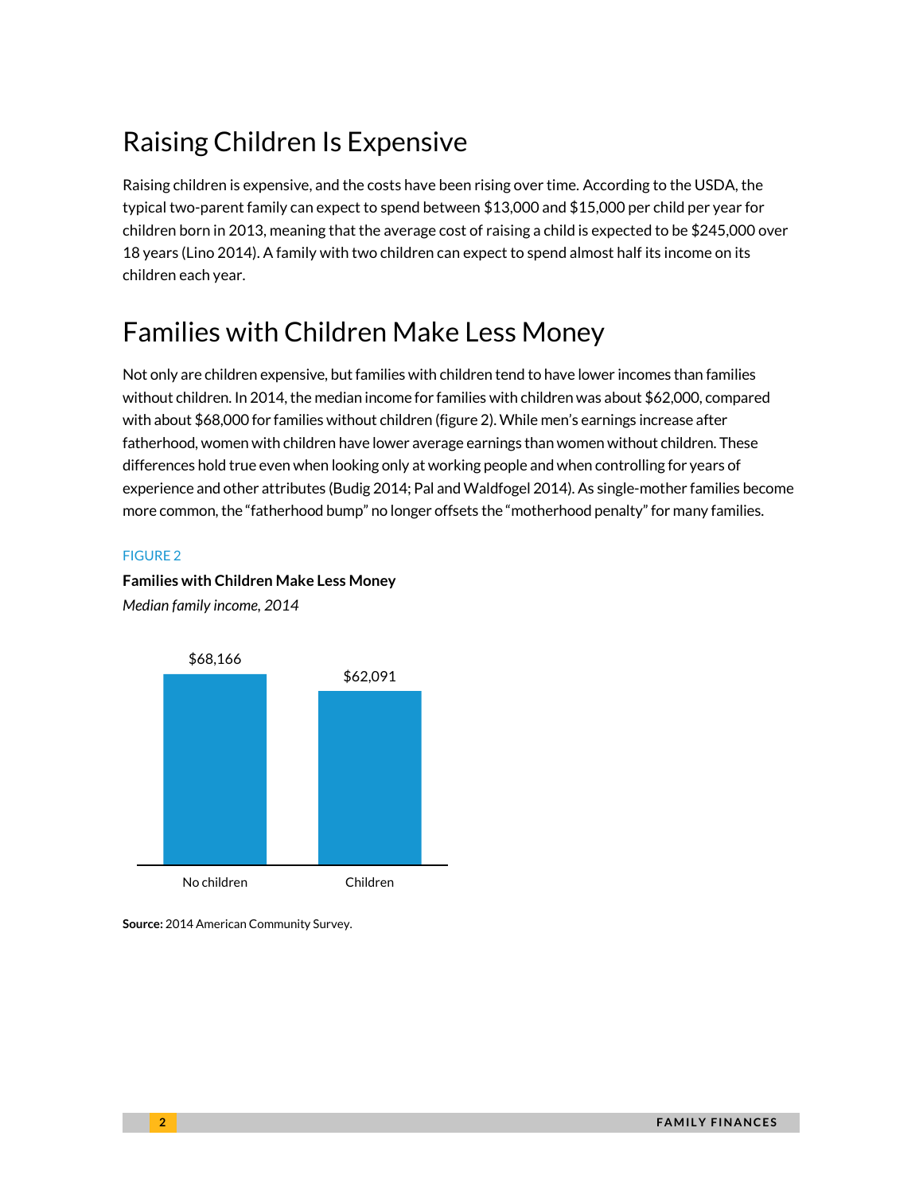# Raising Children Is Expensive

Raising children is expensive, and the costs have been rising over time. According to the USDA, the typical two-parent family can expect to spend between $13,000 and $15,000 per child per year for children born in 2013, meaning that the average cost of raising a child is expected to be $245,000 over 18 years (Lino 2014). A family with two children can expect to spend almost half its income on its children each year.

# Families with Children Make Less Money

Not only are children expensive, but families with children tend to have lower incomes than families without children. In 2014, the median income for families with children was about $62,000, compared with about $68,000 for families without children (figure 2). While men's earnings increase after fatherhood, women with children have lower average earnings than women without children. These differences hold true even when looking only at working people and when controlling for years of experience and other attributes (Budig 2014; Pal and Waldfogel 2014). As single-mother families become more common, the "fatherhood bump" no longer offsets the "motherhood penalty" for many families.

FIGURE 2

**Families with Children Make Less Money**

*Median family income, 2014*

| | Median family income |
|---|---|
| No children | $68,166 |
| Children | $62,091 |

**Source:** 2014 American Community Survey.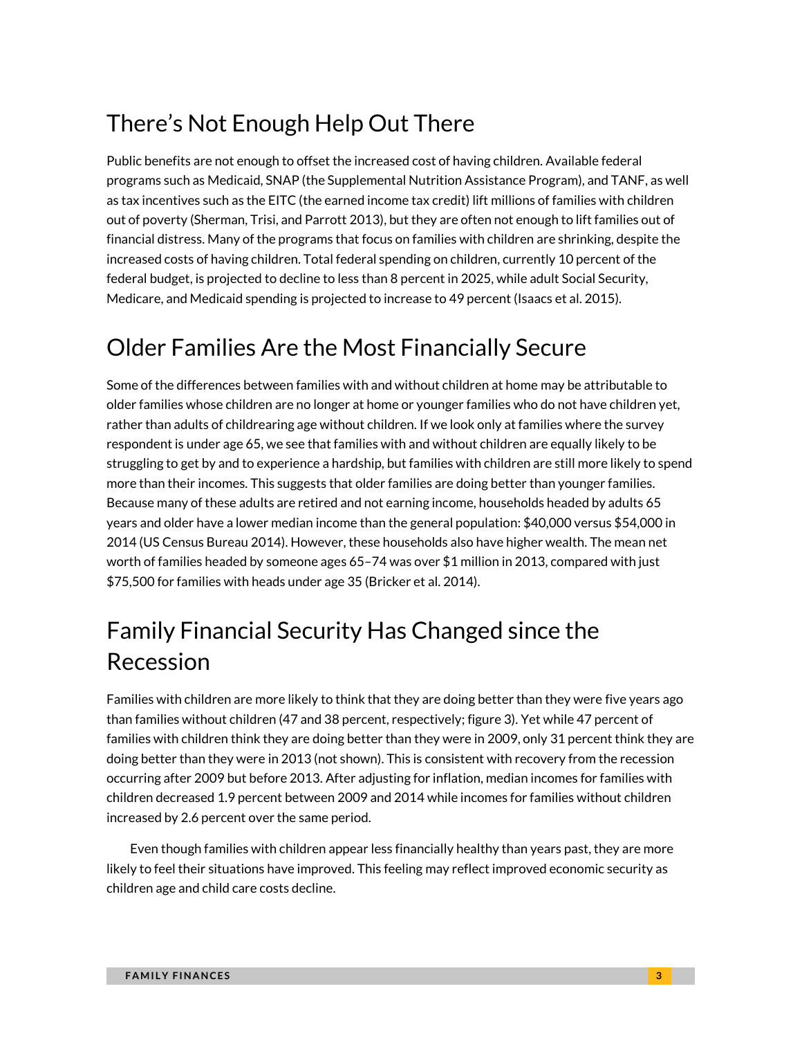## There's Not Enough Help Out There

Public benefits are not enough to offset the increased cost of having children. Available federal programs such as Medicaid, SNAP (the Supplemental Nutrition Assistance Program), and TANF, as well as tax incentives such as the EITC (the earned income tax credit) lift millions of families with children out of poverty (Sherman, Trisi, and Parrott 2013), but they are often not enough to lift families out of financial distress. Many of the programs that focus on families with children are shrinking, despite the increased costs of having children. Total federal spending on children, currently 10 percent of the federal budget, is projected to decline to less than 8 percent in 2025, while adult Social Security, Medicare, and Medicaid spending is projected to increase to 49 percent (Isaacs et al. 2015).

## Older Families Are the Most Financially Secure

Some of the differences between families with and without children at home may be attributable to older families whose children are no longer at home or younger families who do not have children yet, rather than adults of childrearing age without children. If we look only at families where the survey respondent is under age 65, we see that families with and without children are equally likely to be struggling to get by and to experience a hardship, but families with children are still more likely to spend more than their incomes. This suggests that older families are doing better than younger families. Because many of these adults are retired and not earning income, households headed by adults 65 years and older have a lower median income than the general population: $40,000 versus $54,000 in 2014 (US Census Bureau 2014). However, these households also have higher wealth. The mean net worth of families headed by someone ages 65–74 was over $1 million in 2013, compared with just $75,500 for families with heads under age 35 (Bricker et al. 2014).

## Family Financial Security Has Changed since the Recession

Families with children are more likely to think that they are doing better than they were five years ago than families without children (47 and 38 percent, respectively; figure 3). Yet while 47 percent of families with children think they are doing better than they were in 2009, only 31 percent think they are doing better than they were in 2013 (not shown). This is consistent with recovery from the recession occurring after 2009 but before 2013. After adjusting for inflation, median incomes for families with children decreased 1.9 percent between 2009 and 2014 while incomes for families without children increased by 2.6 percent over the same period.

Even though families with children appear less financially healthy than years past, they are more likely to feel their situations have improved. This feeling may reflect improved economic security as children age and child care costs decline.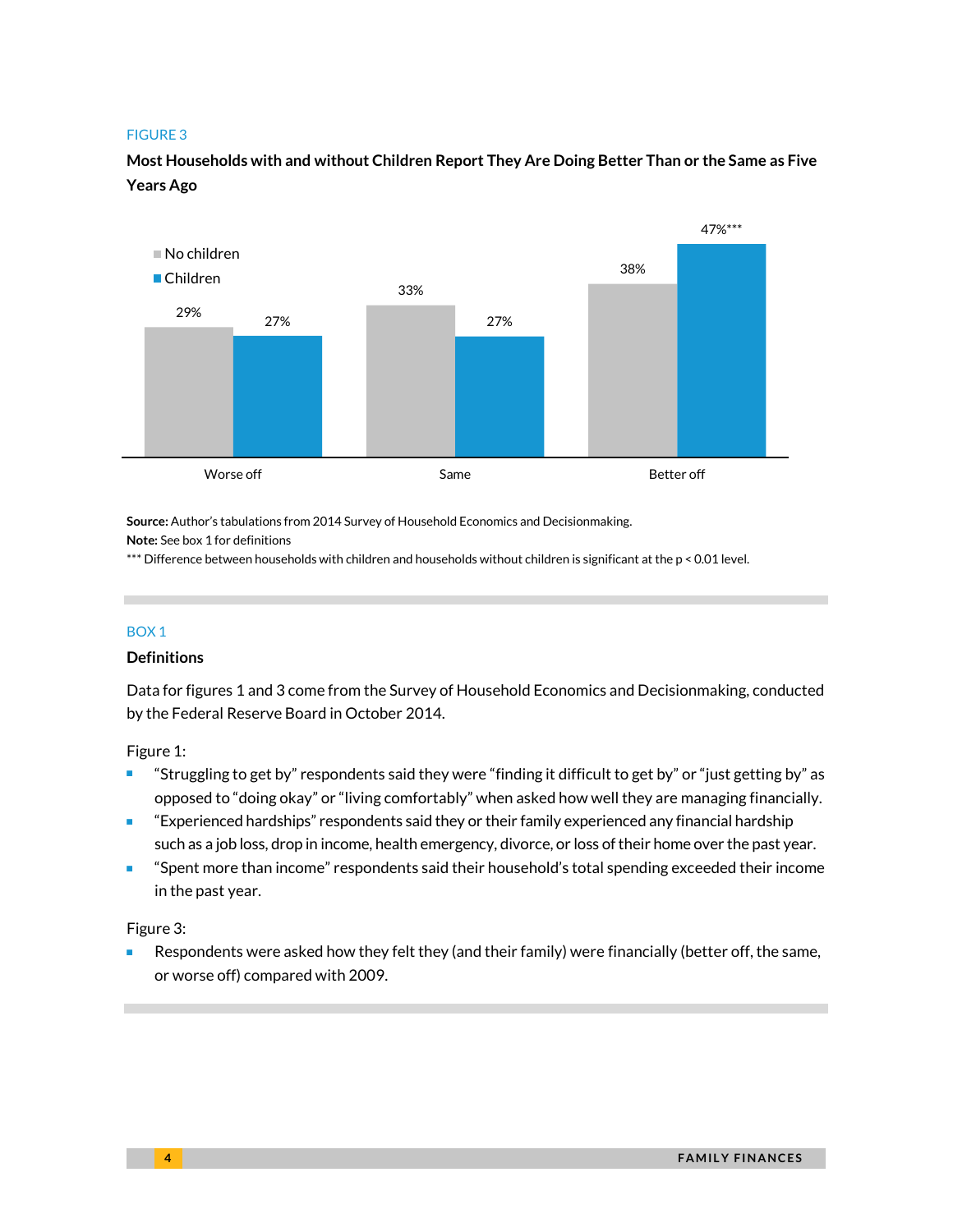FIGURE 3

**Most Households with and without Children Report They Are Doing Better Than or the Same as Five Years Ago**

| | No children | Children |
|---|---|---|
| Worse off | 29% | 27% |
| Same | 33% | 27% |
| Better off | 38% | 47%*** |

**Source:** Author's tabulations from 2014 Survey of Household Economics and Decisionmaking.
**Note:** See box 1 for definitions
*** Difference between households with children and households without children is significant at the $p < 0.01$ level.

BOX 1

### Definitions

Data for figures 1 and 3 come from the Survey of Household Economics and Decisionmaking, conducted by the Federal Reserve Board in October 2014.

Figure 1:

- "Struggling to get by" respondents said they were "finding it difficult to get by" or "just getting by" as opposed to "doing okay" or "living comfortably" when asked how well they are managing financially.
- "Experienced hardships" respondents said they or their family experienced any financial hardship such as a job loss, drop in income, health emergency, divorce, or loss of their home over the past year.
- "Spent more than income" respondents said their household's total spending exceeded their income in the past year.

Figure 3:

- Respondents were asked how they felt they (and their family) were financially (better off, the same, or worse off) compared with 2009.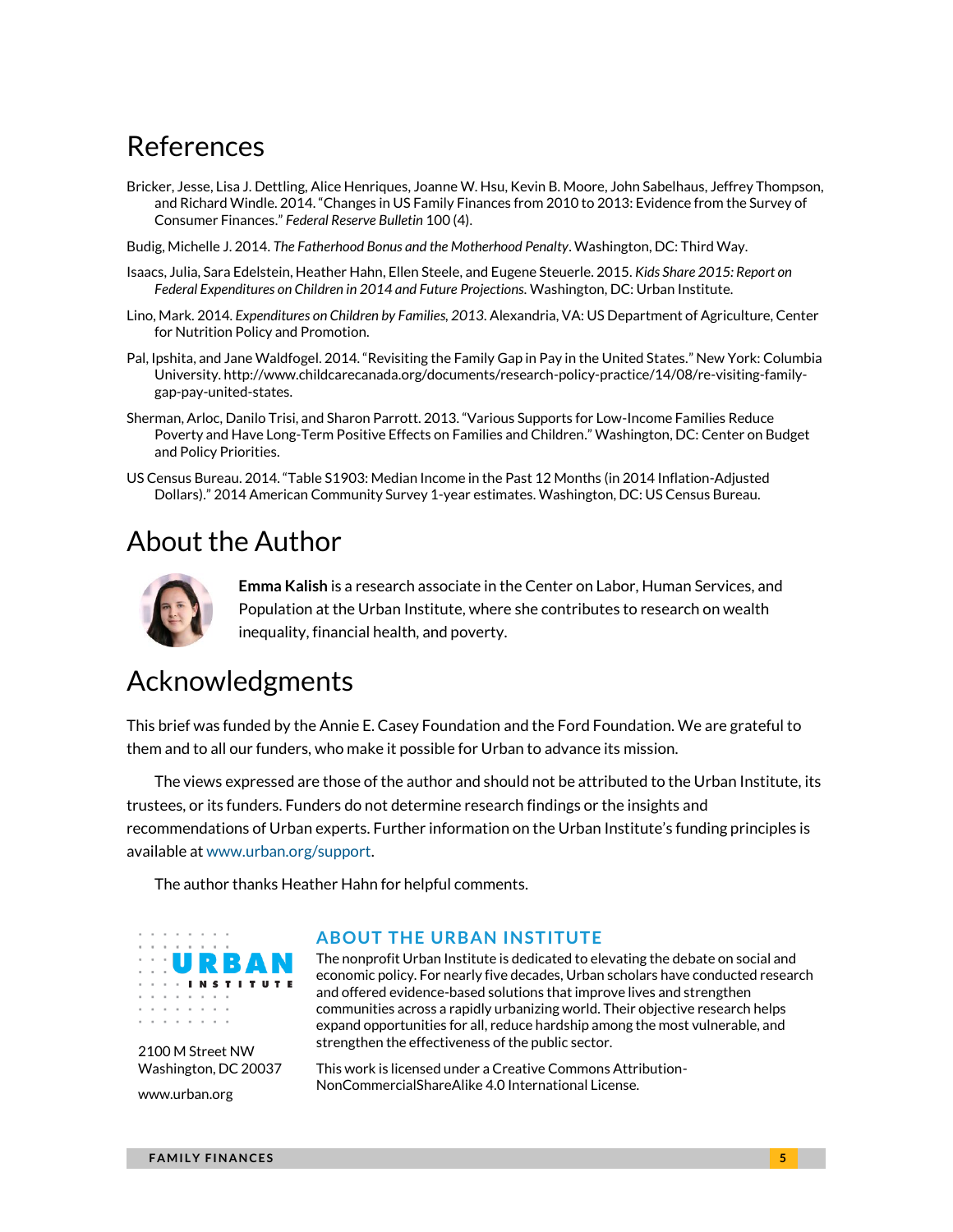## References

Bricker, Jesse, Lisa J. Dettling, Alice Henriques, Joanne W. Hsu, Kevin B. Moore, John Sabelhaus, Jeffrey Thompson, and Richard Windle. 2014. "Changes in US Family Finances from 2010 to 2013: Evidence from the Survey of Consumer Finances." *Federal Reserve Bulletin* 100 (4).

Budig, Michelle J. 2014. *The Fatherhood Bonus and the Motherhood Penalty*. Washington, DC: Third Way.

Isaacs, Julia, Sara Edelstein, Heather Hahn, Ellen Steele, and Eugene Steuerle. 2015. *Kids Share 2015: Report on Federal Expenditures on Children in 2014 and Future Projections.* Washington, DC: Urban Institute.

Lino, Mark. 2014. *Expenditures on Children by Families, 2013.* Alexandria, VA: US Department of Agriculture, Center for Nutrition Policy and Promotion.

Pal, Ipshita, and Jane Waldfogel. 2014. "Revisiting the Family Gap in Pay in the United States." New York: Columbia University. http://www.childcarecanada.org/documents/research-policy-practice/14/08/re-visiting-family-gap-pay-united-states.

Sherman, Arloc, Danilo Trisi, and Sharon Parrott. 2013. "Various Supports for Low-Income Families Reduce Poverty and Have Long-Term Positive Effects on Families and Children." Washington, DC: Center on Budget and Policy Priorities.

US Census Bureau. 2014. "Table S1903: Median Income in the Past 12 Months (in 2014 Inflation-Adjusted Dollars)." 2014 American Community Survey 1-year estimates. Washington, DC: US Census Bureau.

## About the Author

**Emma Kalish** is a research associate in the Center on Labor, Human Services, and Population at the Urban Institute, where she contributes to research on wealth inequality, financial health, and poverty.

## Acknowledgments

This brief was funded by the Annie E. Casey Foundation and the Ford Foundation. We are grateful to them and to all our funders, who make it possible for Urban to advance its mission.

The views expressed are those of the author and should not be attributed to the Urban Institute, its trustees, or its funders. Funders do not determine research findings or the insights and recommendations of Urban experts. Further information on the Urban Institute's funding principles is available at www.urban.org/support.

The author thanks Heather Hahn for helpful comments.

URBAN INSTITUTE

2100 M Street NW
Washington, DC 20037

www.urban.org

### ABOUT THE URBAN INSTITUTE

The nonprofit Urban Institute is dedicated to elevating the debate on social and economic policy. For nearly five decades, Urban scholars have conducted research and offered evidence-based solutions that improve lives and strengthen communities across a rapidly urbanizing world. Their objective research helps expand opportunities for all, reduce hardship among the most vulnerable, and strengthen the effectiveness of the public sector.

This work is licensed under a Creative Commons Attribution-NonCommercialShareAlike 4.0 International License.